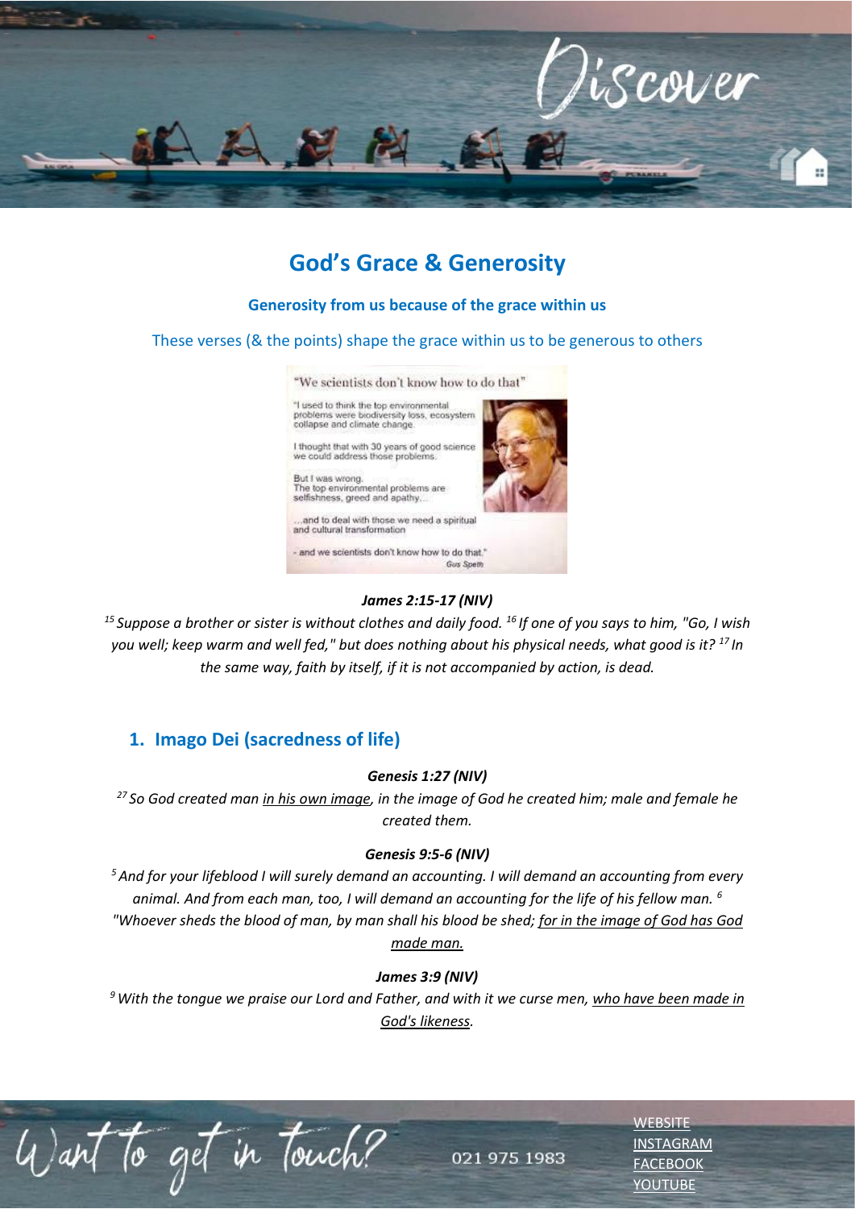# God's Grace & Generosity

### Generosity from us because of the grace within us

These verses (& the points) shape the grace within us to be generous to others

"We scientists don't know how to do that"

"I used to think the top environmental problems were biodiversity loss, ecosystem collapse and climate change.

I thought that with 30 years of good science we could address those problems.

But I was wrong.
The top environmental problems are selfishness, greed and apathy...

...and to deal with those we need a spiritual and cultural transformation

- and we scientists don't know how to do that."

Gus Speth

***James 2:15-17 (NIV)***

*[15] Suppose a brother or sister is without clothes and daily food. [16] If one of you says to him, "Go, I wish you well; keep warm and well fed," but does nothing about his physical needs, what good is it? [17] In the same way, faith by itself, if it is not accompanied by action, is dead.*

## 1. Imago Dei (sacredness of life)

***Genesis 1:27 (NIV)***

*[27] So God created man <u>in his own image</u>, in the image of God he created him; male and female he created them.*

***Genesis 9:5-6 (NIV)***

*[5] And for your lifeblood I will surely demand an accounting. I will demand an accounting from every animal. And from each man, too, I will demand an accounting for the life of his fellow man. [6] "Whoever sheds the blood of man, by man shall his blood be shed; <u>for in the image of God has God made man.</u>*

***James 3:9 (NIV)***

*[9] With the tongue we praise our Lord and Father, and with it we curse men, <u>who have been made in God's likeness</u>.*

Want to get in touch?

021 975 1983

WEBSITE
INSTAGRAM
FACEBOOK
YOUTUBE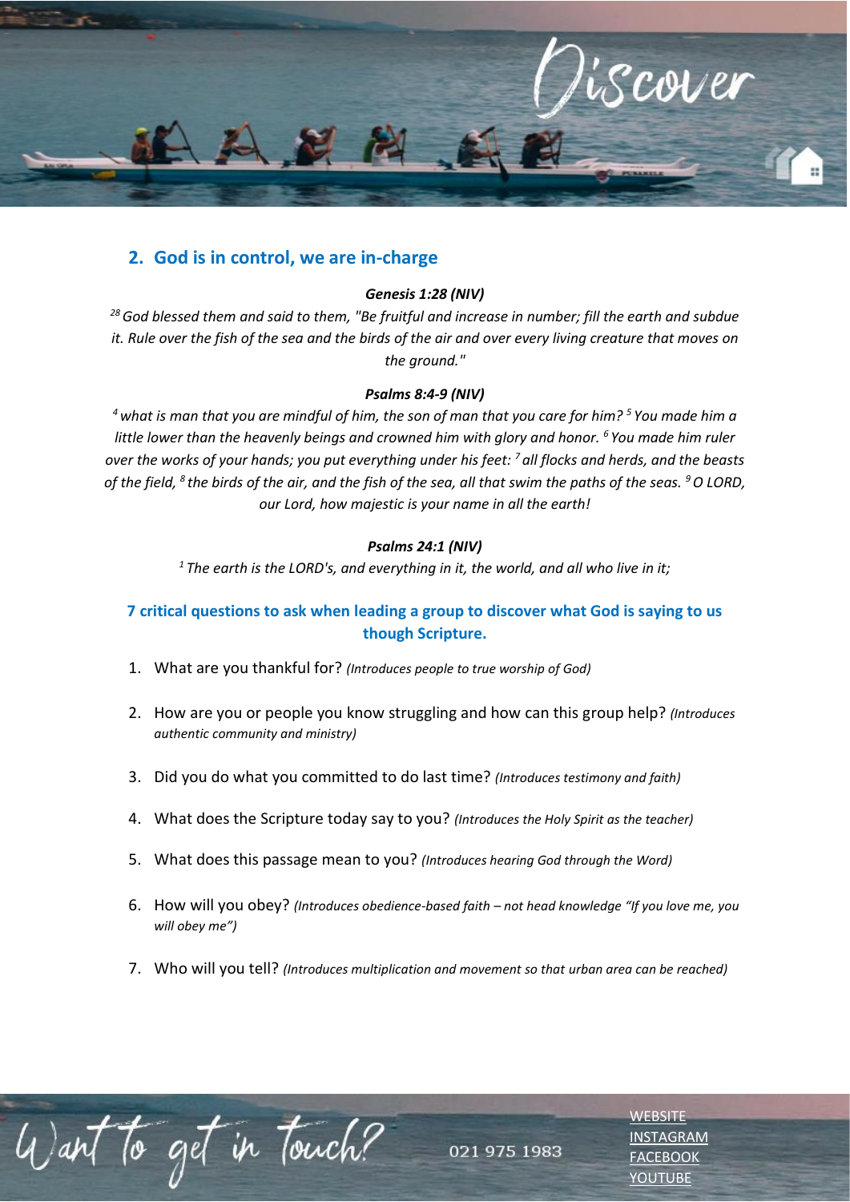## 2. God is in control, we are in-charge

***Genesis 1:28 (NIV)***

*[28] God blessed them and said to them, "Be fruitful and increase in number; fill the earth and subdue it. Rule over the fish of the sea and the birds of the air and over every living creature that moves on the ground."*

***Psalms 8:4-9 (NIV)***

*[4] what is man that you are mindful of him, the son of man that you care for him? [5] You made him a little lower than the heavenly beings and crowned him with glory and honor. [6] You made him ruler over the works of your hands; you put everything under his feet: [7] all flocks and herds, and the beasts of the field, [8] the birds of the air, and the fish of the sea, all that swim the paths of the seas. [9] O LORD, our Lord, how majestic is your name in all the earth!*

***Psalms 24:1 (NIV)***

*[1] The earth is the LORD's, and everything in it, the world, and all who live in it;*

**7 critical questions to ask when leading a group to discover what God is saying to us though Scripture.**

1. What are you thankful for? *(Introduces people to true worship of God)*
2. How are you or people you know struggling and how can this group help? *(Introduces authentic community and ministry)*
3. Did you do what you committed to do last time? *(Introduces testimony and faith)*
4. What does the Scripture today say to you? *(Introduces the Holy Spirit as the teacher)*
5. What does this passage mean to you? *(Introduces hearing God through the Word)*
6. How will you obey? *(Introduces obedience-based faith – not head knowledge "If you love me, you will obey me")*
7. Who will you tell? *(Introduces multiplication and movement so that urban area can be reached)*

Want to get in touch?

021 975 1983

WEBSITE
INSTAGRAM
FACEBOOK
YOUTUBE